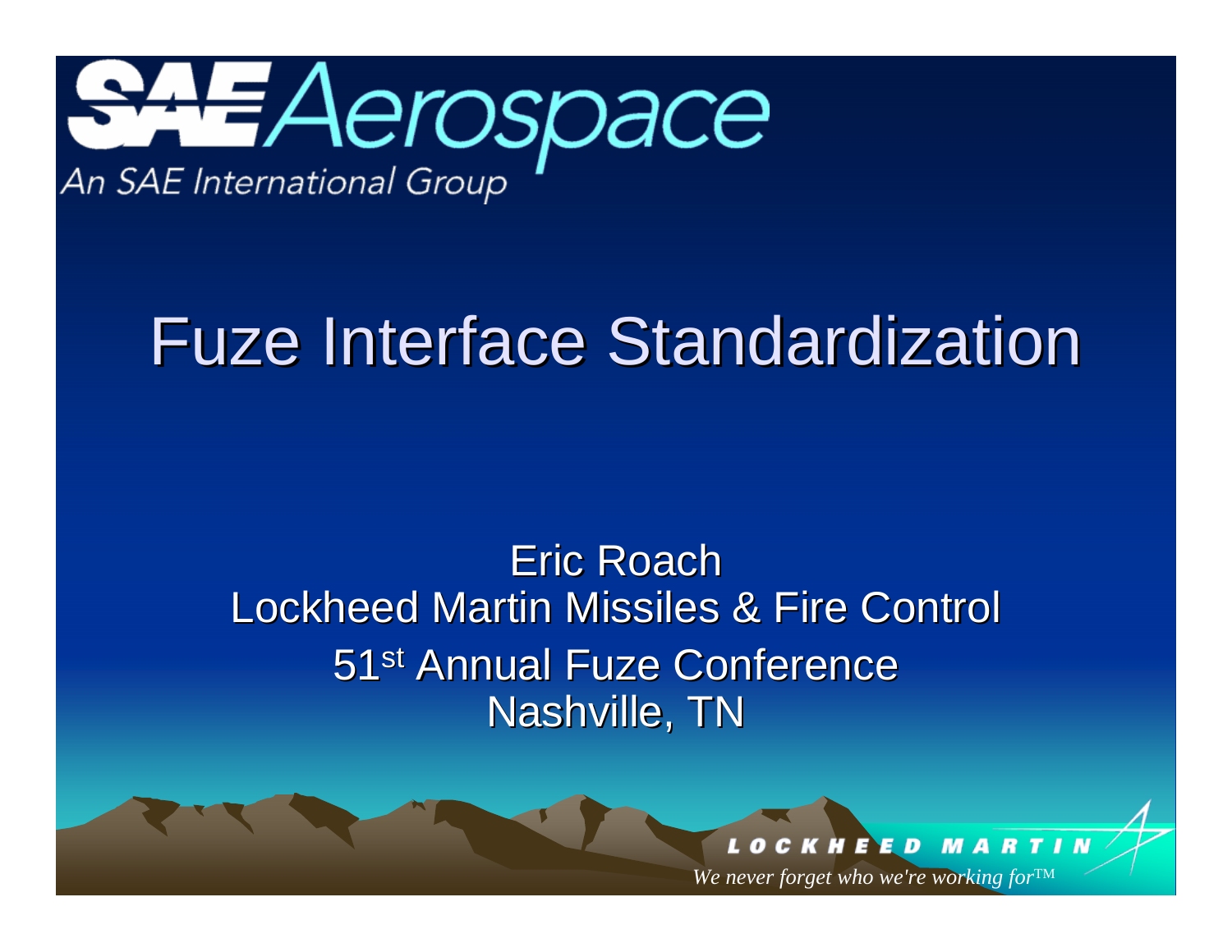SAE Aerospace

An SAE International Group

# Fuze Interface Standardization

Eric Roach

Lockheed Martin Missiles & Fire Control

51st Annual Fuze Conference

Nashville, TN

LOCKHEED MARTIN

*We never forget who we're working for™*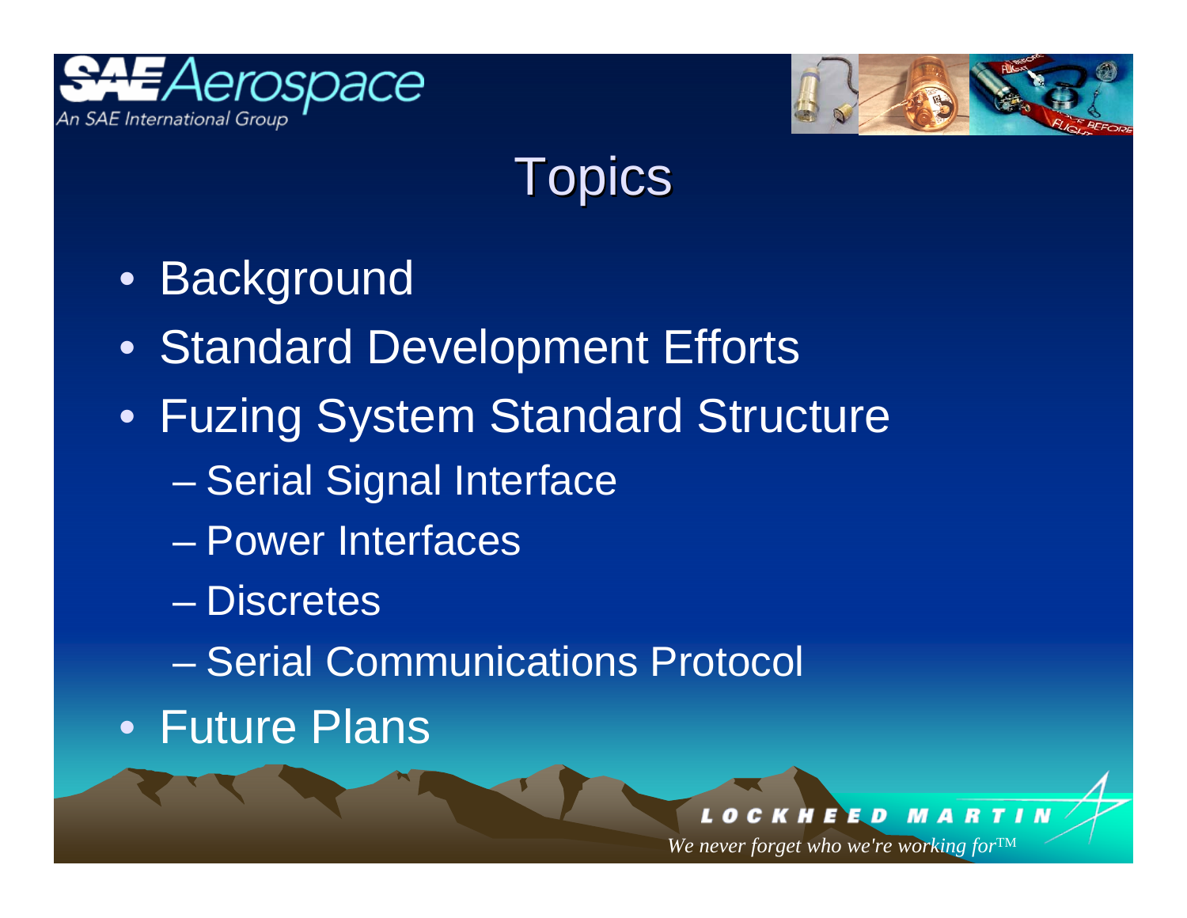# Topics

- Background
- Standard Development Efforts
- Fuzing System Standard Structure
  - Serial Signal Interface
  - Power Interfaces
  - Discretes
  - Serial Communications Protocol
- Future Plans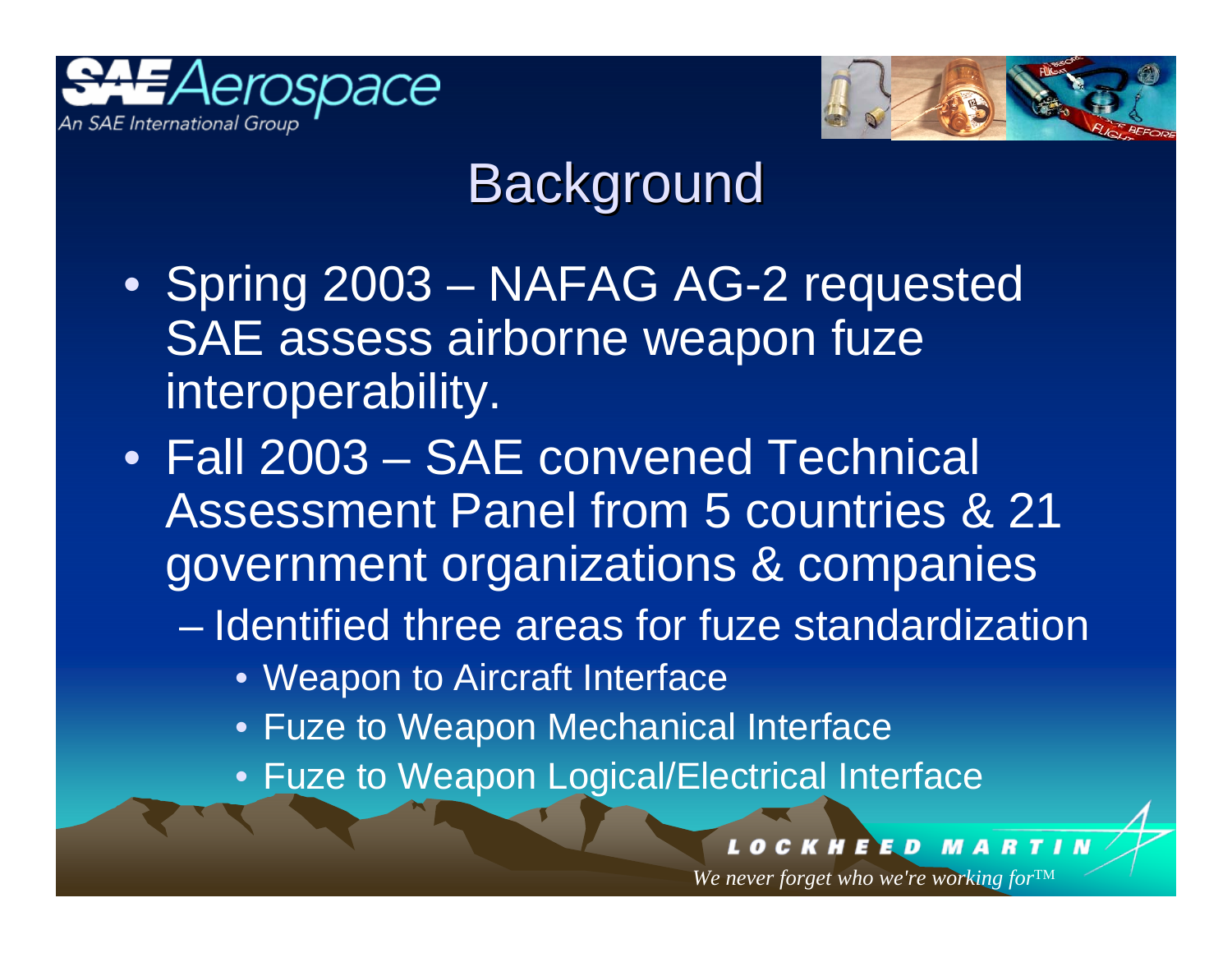# Background

- Spring 2003 – NAFAG AG-2 requested SAE assess airborne weapon fuze interoperability.
- Fall 2003 – SAE convened Technical Assessment Panel from 5 countries & 21 government organizations & companies
  - Identified three areas for fuze standardization
    - Weapon to Aircraft Interface
    - Fuze to Weapon Mechanical Interface
    - Fuze to Weapon Logical/Electrical Interface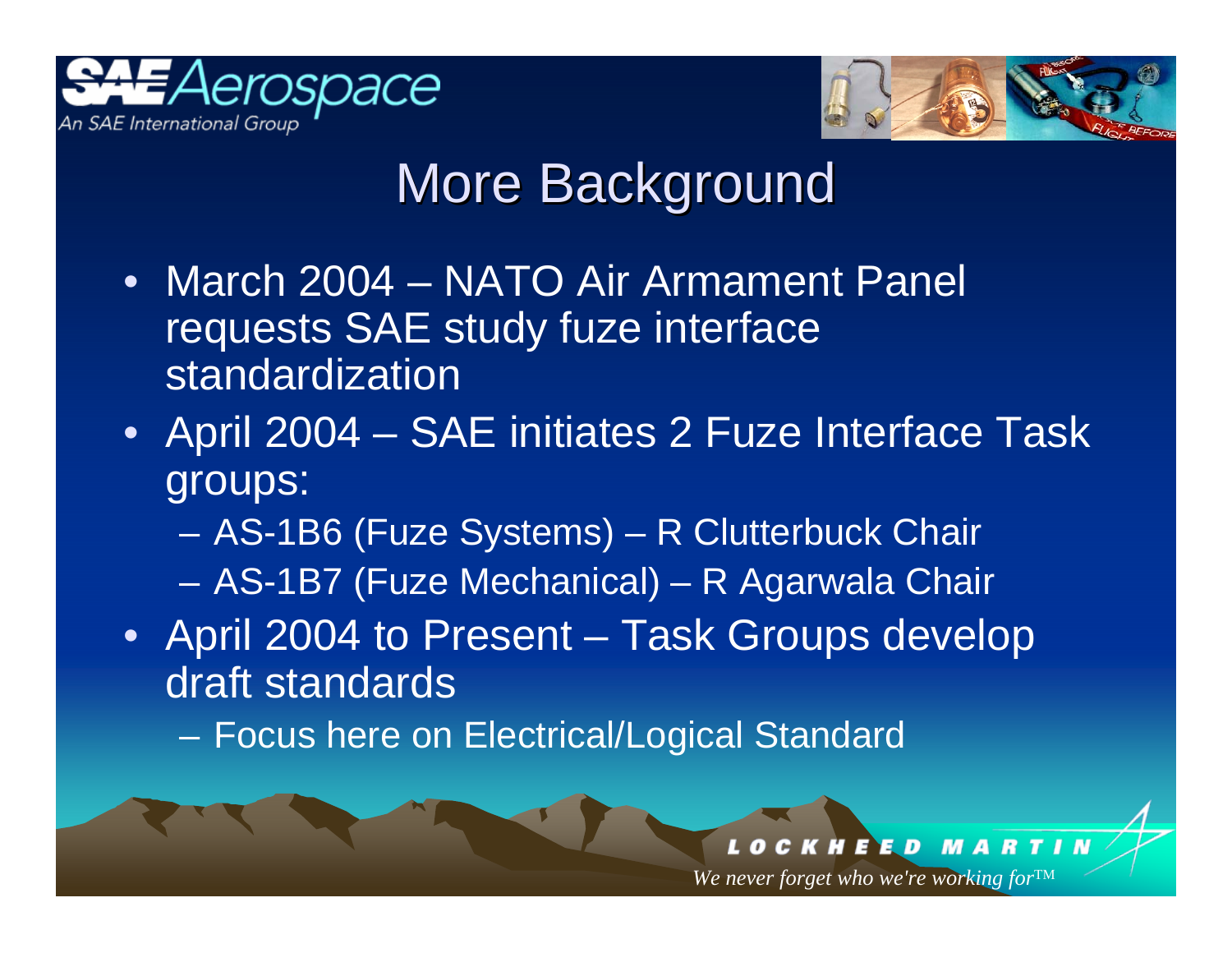# More Background

- March 2004 – NATO Air Armament Panel requests SAE study fuze interface standardization
- April 2004 – SAE initiates 2 Fuze Interface Task groups:
  - AS-1B6 (Fuze Systems) – R Clutterbuck Chair
  - AS-1B7 (Fuze Mechanical) – R Agarwala Chair
- April 2004 to Present – Task Groups develop draft standards
  - Focus here on Electrical/Logical Standard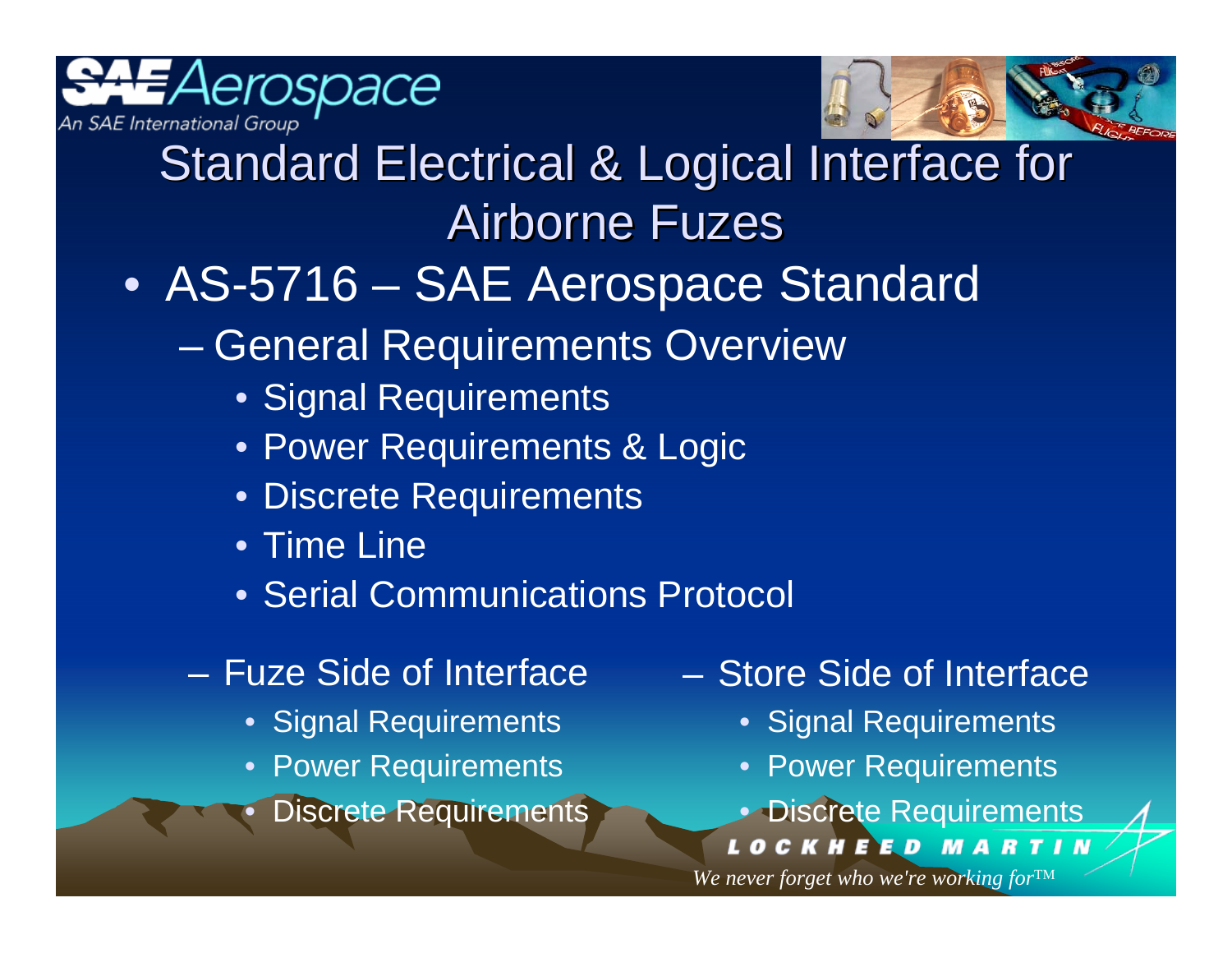# Standard Electrical & Logical Interface for Airborne Fuzes

- AS-5716 – SAE Aerospace Standard
  - General Requirements Overview
    - Signal Requirements
    - Power Requirements & Logic
    - Discrete Requirements
    - Time Line
    - Serial Communications Protocol
  - Fuze Side of Interface
    - Signal Requirements
    - Power Requirements
    - Discrete Requirements
  - Store Side of Interface
    - Signal Requirements
    - Power Requirements
    - Discrete Requirements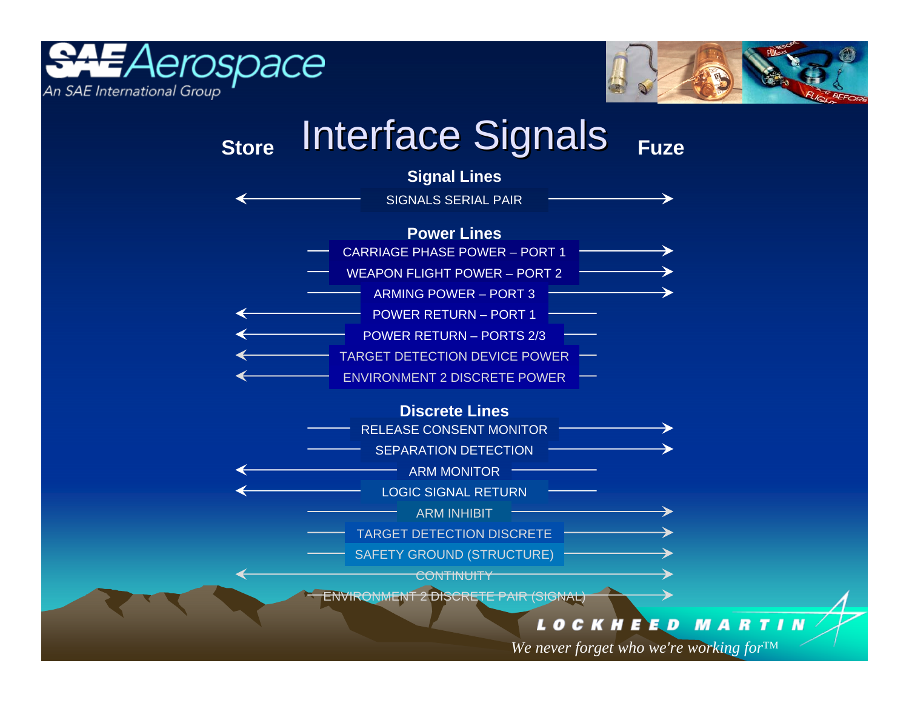# Interface Signals

**Store** ← → **Fuze**

## Signal Lines

| Signal | Direction |
|---|---|
| SIGNALS SERIAL PAIR | Store ↔ Fuze |

## Power Lines

| Signal | Direction |
|---|---|
| CARRIAGE PHASE POWER – PORT 1 | → Fuze |
| WEAPON FLIGHT POWER – PORT 2 | → Fuze |
| ARMING POWER – PORT 3 | → Fuze |
| POWER RETURN – PORT 1 | ← Store |
| POWER RETURN – PORTS 2/3 | ← Store |
| TARGET DETECTION DEVICE POWER | ← Store |
| ENVIRONMENT 2 DISCRETE POWER | ← Store |

## Discrete Lines

| Signal | Direction |
|---|---|
| RELEASE CONSENT MONITOR | → Fuze |
| SEPARATION DETECTION | → Fuze |
| ARM MONITOR | ← Store |
| LOGIC SIGNAL RETURN | ← Store |
| ARM INHIBIT | → Fuze |
| TARGET DETECTION DISCRETE | → Fuze |
| SAFETY GROUND (STRUCTURE) | → Fuze |
| CONTINUITY | Store ↔ Fuze |
| ENVIRONMENT 2 DISCRETE PAIR (SIGNAL) | → Fuze |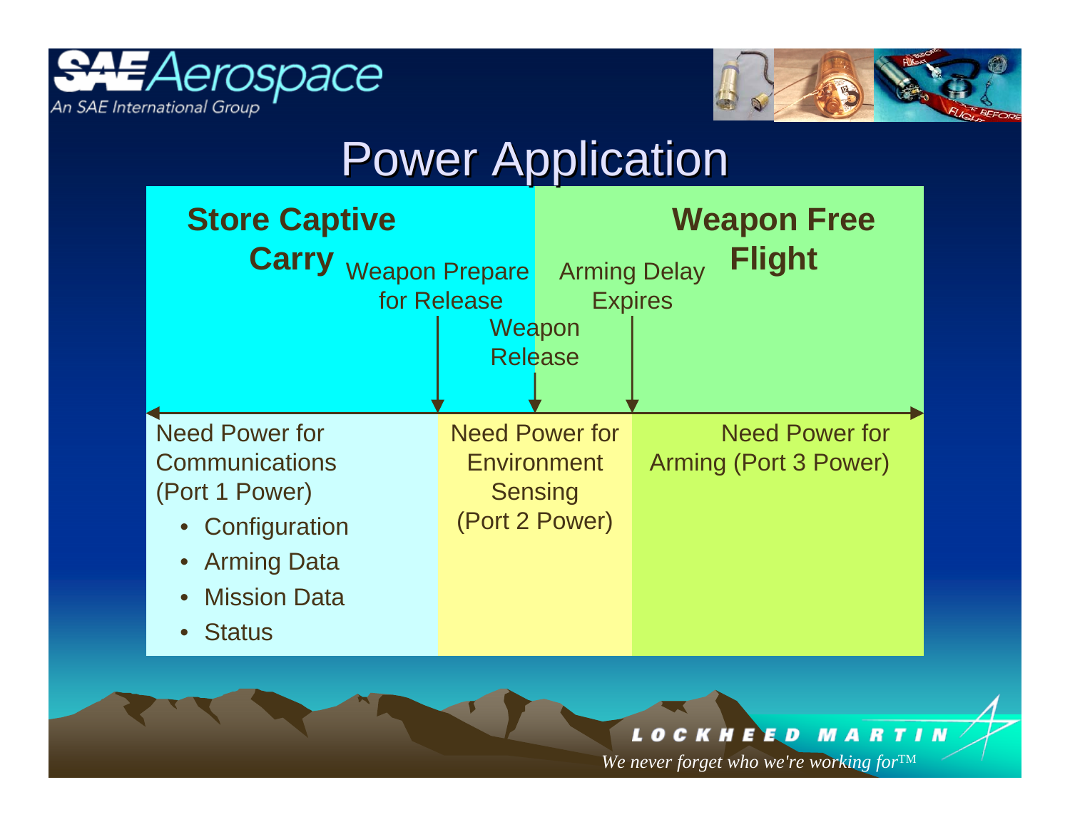# Power Application

**Store Captive Carry**

**Weapon Free Flight**

Weapon Prepare for Release

Weapon Release

Arming Delay Expires

Need Power for Communications (Port 1 Power)

- Configuration
- Arming Data
- Mission Data
- Status

Need Power for Environment Sensing (Port 2 Power)

Need Power for Arming (Port 3 Power)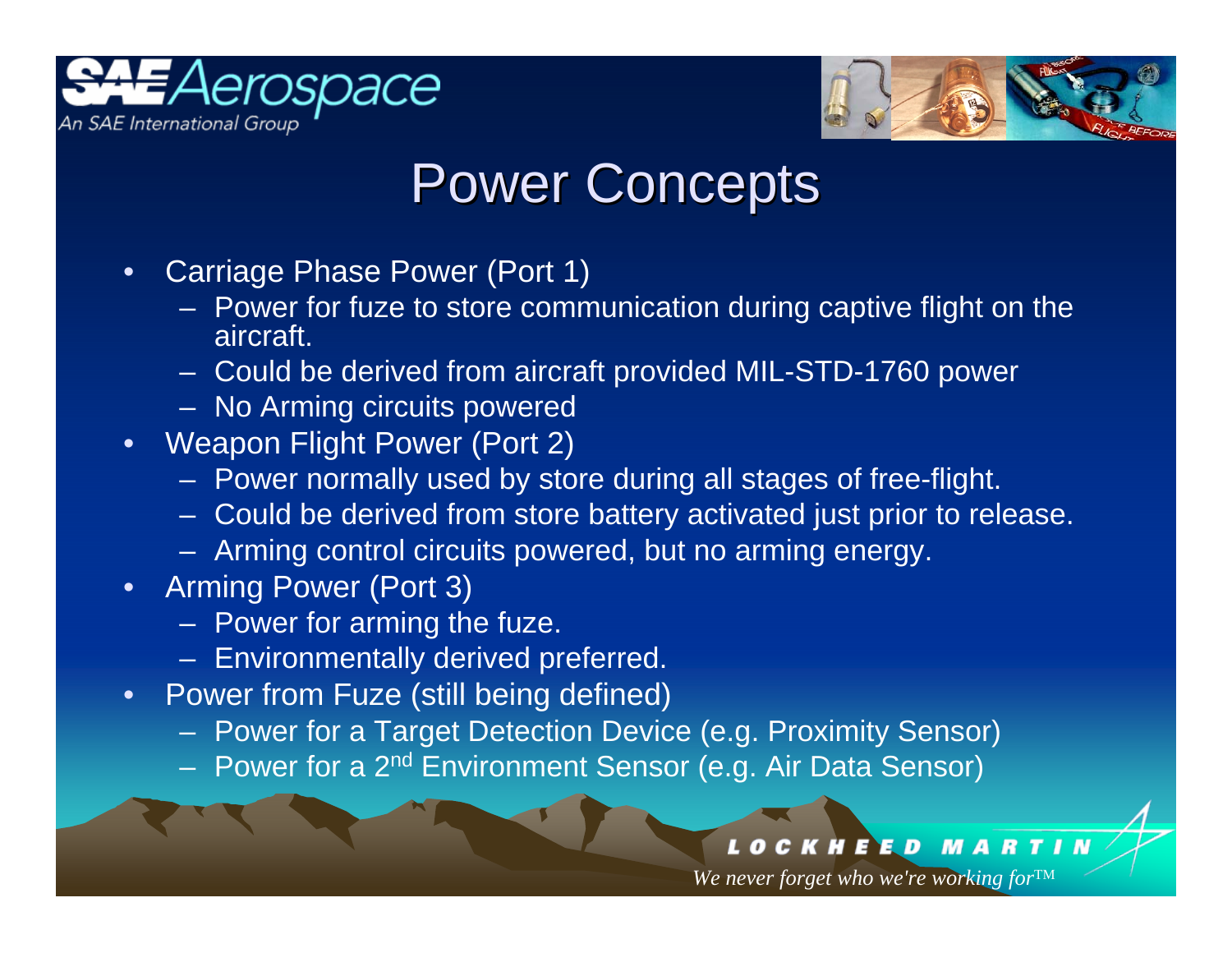# Power Concepts

- Carriage Phase Power (Port 1)
  - Power for fuze to store communication during captive flight on the aircraft.
  - Could be derived from aircraft provided MIL-STD-1760 power
  - No Arming circuits powered
- Weapon Flight Power (Port 2)
  - Power normally used by store during all stages of free-flight.
  - Could be derived from store battery activated just prior to release.
  - Arming control circuits powered, but no arming energy.
- Arming Power (Port 3)
  - Power for arming the fuze.
  - Environmentally derived preferred.
- Power from Fuze (still being defined)
  - Power for a Target Detection Device (e.g. Proximity Sensor)
  - Power for a 2nd Environment Sensor (e.g. Air Data Sensor)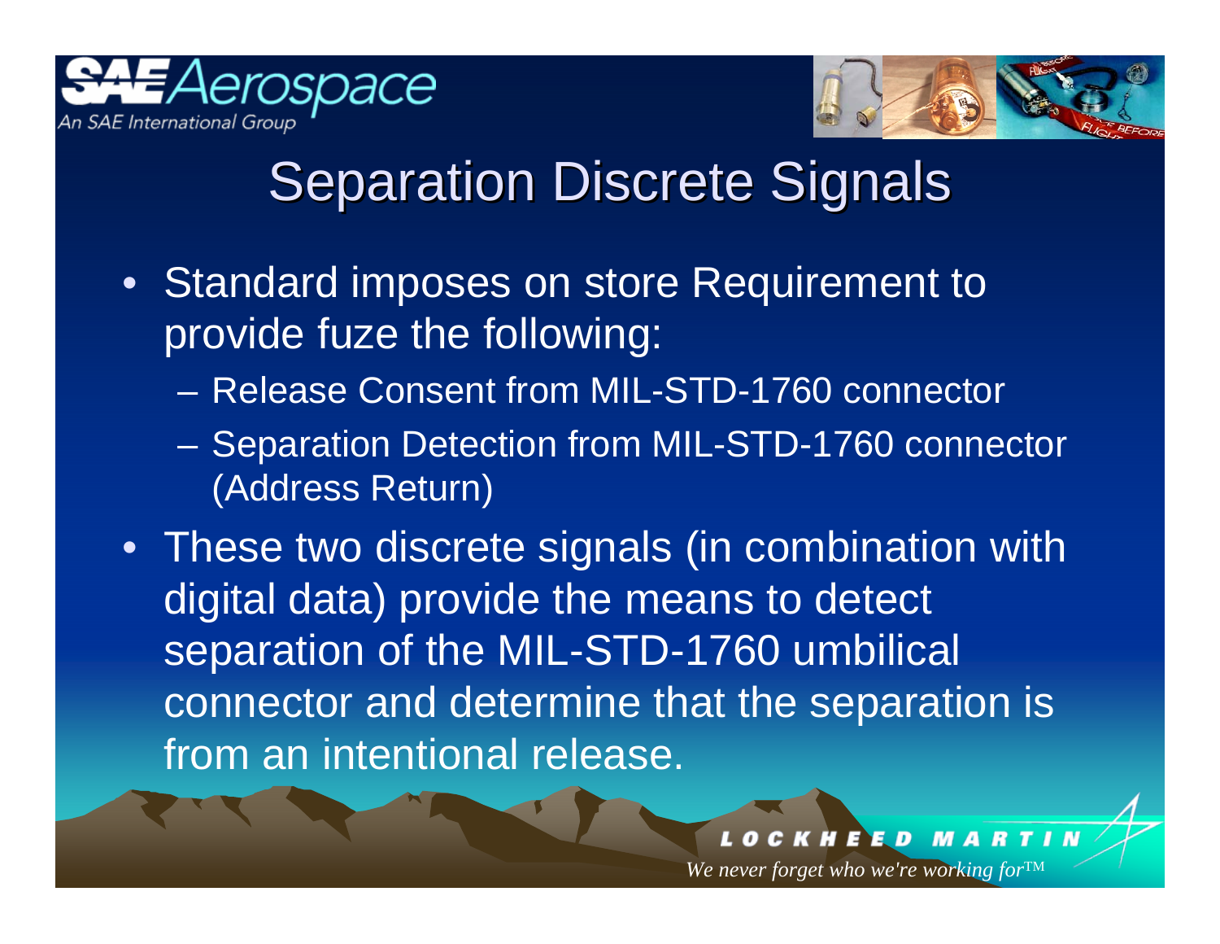# Separation Discrete Signals

- Standard imposes on store Requirement to provide fuze the following:
  - Release Consent from MIL-STD-1760 connector
  - Separation Detection from MIL-STD-1760 connector (Address Return)
- These two discrete signals (in combination with digital data) provide the means to detect separation of the MIL-STD-1760 umbilical connector and determine that the separation is from an intentional release.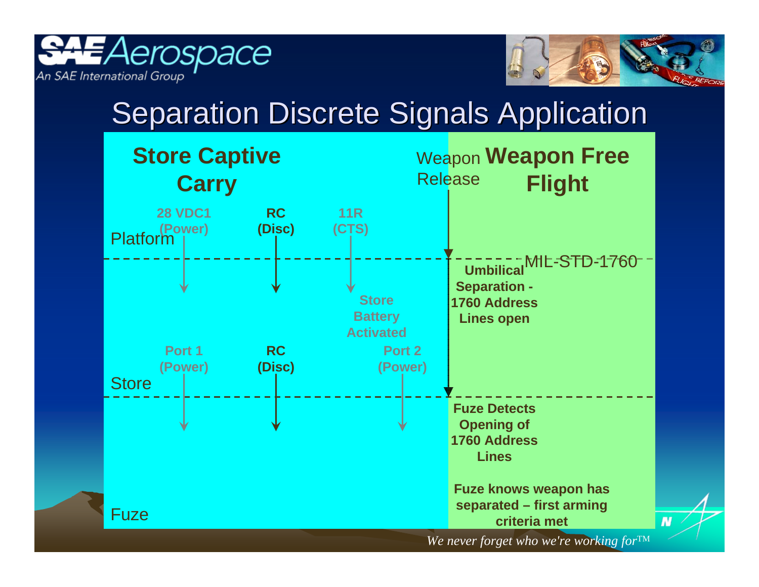# Separation Discrete Signals Application

**Store Captive Carry**

Weapon Release

**Weapon Free Flight**

Platform

**28 VDC1 (Power)**

**RC (Disc)**

**11R (CTS)**

MIL-STD-1760

**Umbilical Separation - 1760 Address Lines open**

**Store Battery Activated**

Store

**Port 1 (Power)**

**RC (Disc)**

**Port 2 (Power)**

Fuze

**Fuze Detects Opening of 1760 Address Lines**

**Fuze knows weapon has separated – first arming criteria met**

*We never forget who we're working for™*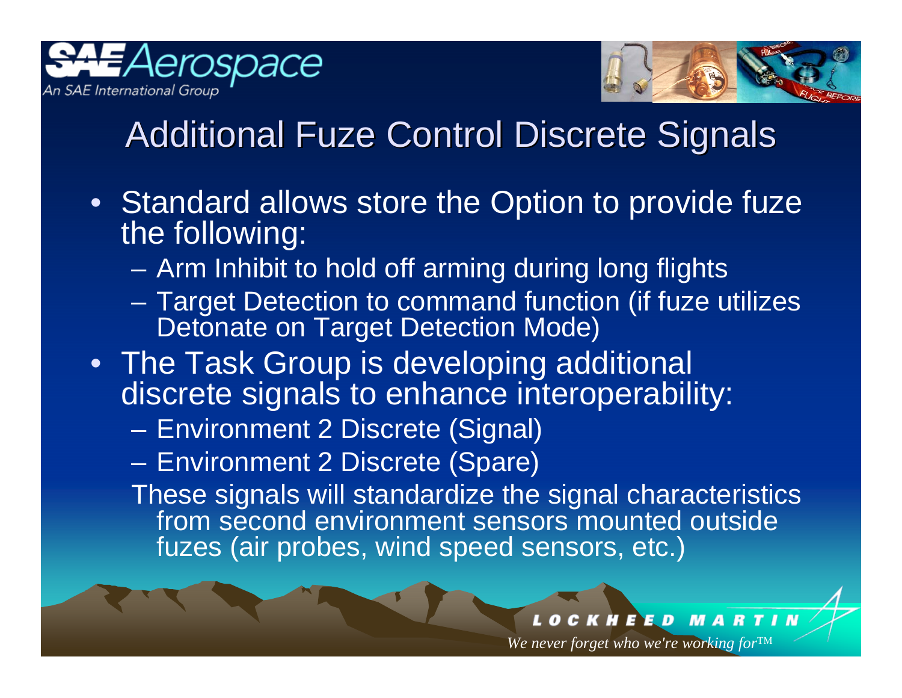# Additional Fuze Control Discrete Signals

- Standard allows store the Option to provide fuze the following:
  - Arm Inhibit to hold off arming during long flights
  - Target Detection to command function (if fuze utilizes Detonate on Target Detection Mode)
- The Task Group is developing additional discrete signals to enhance interoperability:
  - Environment 2 Discrete (Signal)
  - Environment 2 Discrete (Spare)

  These signals will standardize the signal characteristics from second environment sensors mounted outside fuzes (air probes, wind speed sensors, etc.)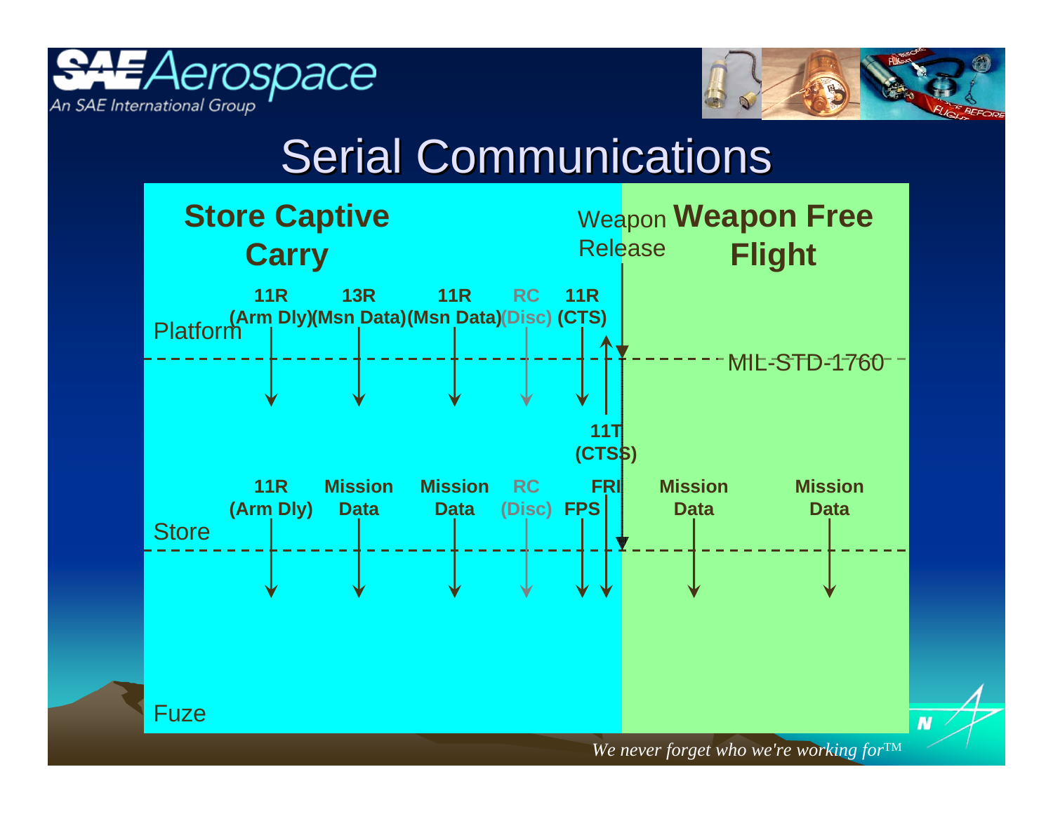# Serial Communications

**Store Captive Carry**

Weapon Release

**Weapon Free Flight**

Platform

**11R (Arm Dly)** **13R (Msn Data)** **11R (Msn Data)** **RC (Disc)** **11R (CTS)**

MIL-STD-1760

**11T (CTSS)**

Store

**11R (Arm Dly)** **Mission Data** **Mission Data** **RC (Disc)** **FPS** **FRI** **Mission Data** **Mission Data**

Fuze

*We never forget who we're working for™*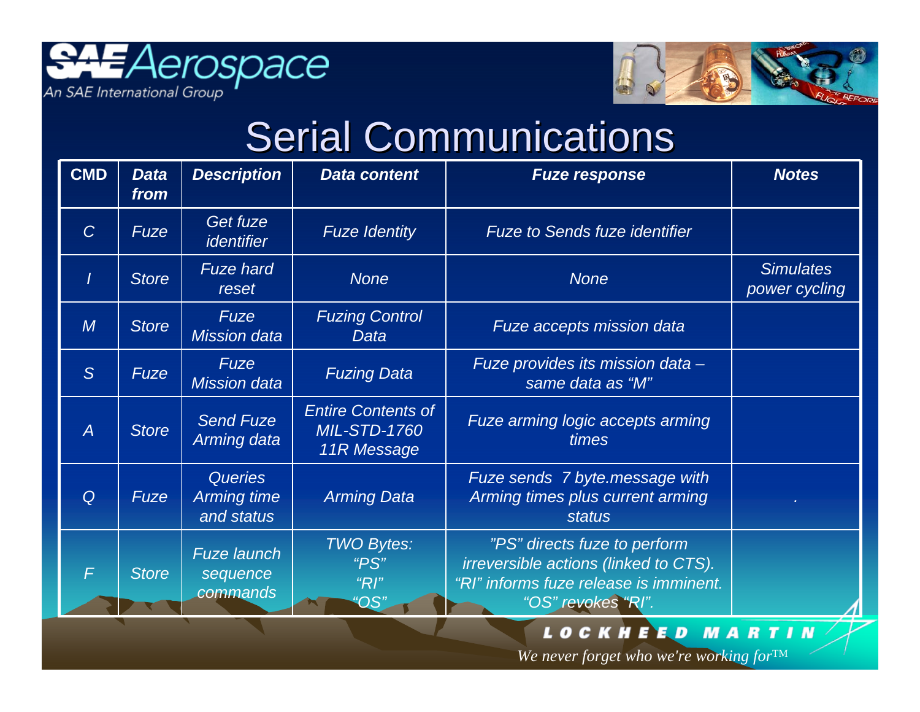# Serial Communications

| CMD | Data from | Description | Data content | Fuze response | Notes |
|---|---|---|---|---|---|
| *C* | *Fuze* | *Get fuze identifier* | *Fuze Identity* | *Fuze to Sends fuze identifier* | |
| *I* | *Store* | *Fuze hard reset* | *None* | *None* | *Simulates power cycling* |
| *M* | *Store* | *Fuze Mission data* | *Fuzing Control Data* | *Fuze accepts mission data* | |
| *S* | *Fuze* | *Fuze Mission data* | *Fuzing Data* | *Fuze provides its mission data – same data as "M"* | |
| *A* | *Store* | *Send Fuze Arming data* | *Entire Contents of MIL-STD-1760 11R Message* | *Fuze arming logic accepts arming times* | |
| *Q* | *Fuze* | *Queries Arming time and status* | *Arming Data* | *Fuze sends 7 byte.message with Arming times plus current arming status* | *.* |
| *F* | *Store* | *Fuze launch sequence commands* | *TWO Bytes: "PS" "RI" "OS"* | *"PS" directs fuze to perform irreversible actions (linked to CTS). "RI" informs fuze release is imminent. "OS" revokes "RI".* | |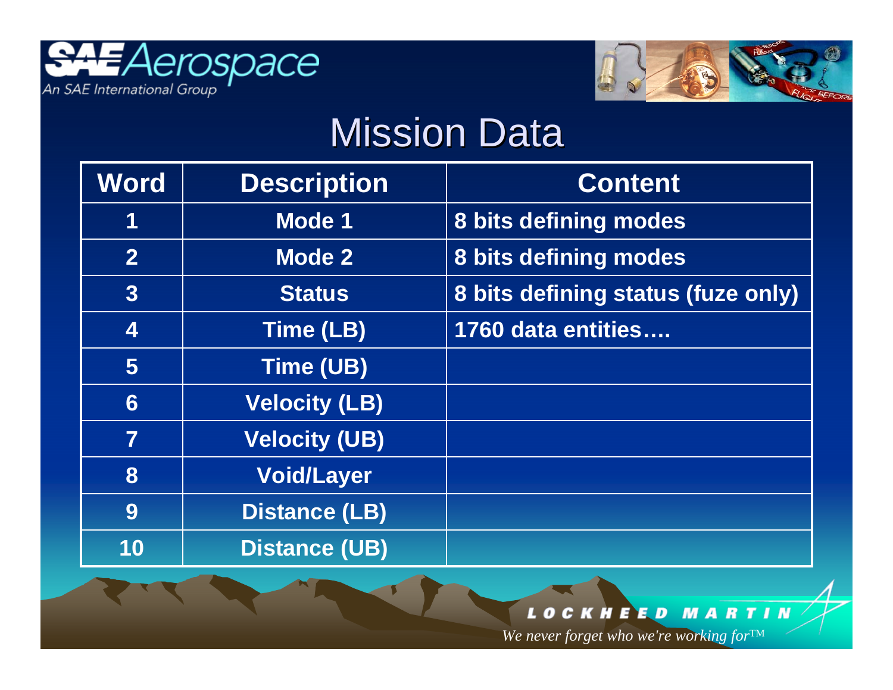# Mission Data

| Word | Description | Content |
|---|---|---|
| 1 | Mode 1 | 8 bits defining modes |
| 2 | Mode 2 | 8 bits defining modes |
| 3 | Status | 8 bits defining status (fuze only) |
| 4 | Time (LB) | 1760 data entities…. |
| 5 | Time (UB) | |
| 6 | Velocity (LB) | |
| 7 | Velocity (UB) | |
| 8 | Void/Layer | |
| 9 | Distance (LB) | |
| 10 | Distance (UB) | |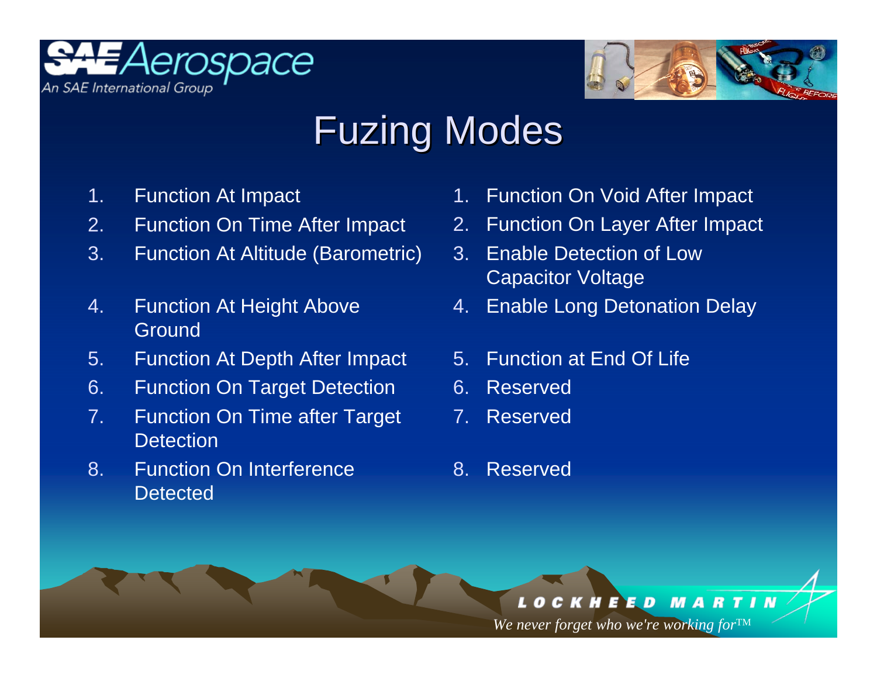# Fuzing Modes

1. Function At Impact
2. Function On Time After Impact
3. Function At Altitude (Barometric)
4. Function At Height Above Ground
5. Function At Depth After Impact
6. Function On Target Detection
7. Function On Time after Target Detection
8. Function On Interference Detected

1. Function On Void After Impact
2. Function On Layer After Impact
3. Enable Detection of Low Capacitor Voltage
4. Enable Long Detonation Delay
5. Function at End Of Life
6. Reserved
7. Reserved
8. Reserved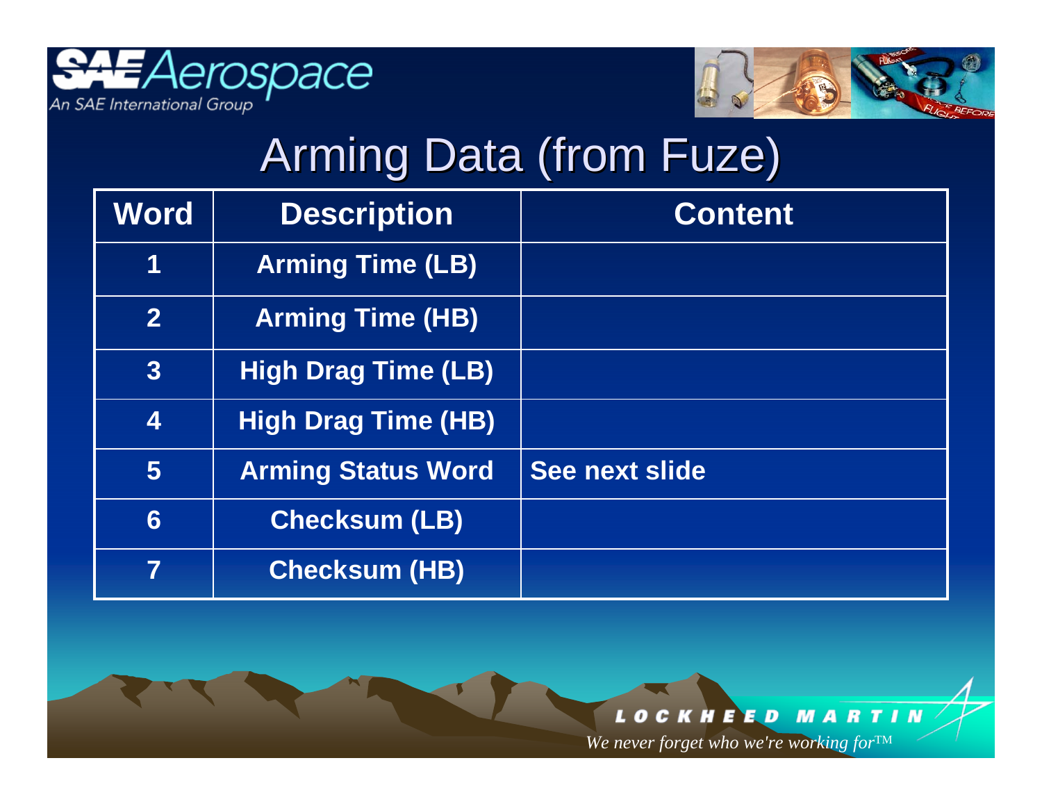# Arming Data (from Fuze)

| Word | Description | Content |
| --- | --- | --- |
| 1 | Arming Time (LB) | |
| 2 | Arming Time (HB) | |
| 3 | High Drag Time (LB) | |
| 4 | High Drag Time (HB) | |
| 5 | Arming Status Word | See next slide |
| 6 | Checksum (LB) | |
| 7 | Checksum (HB) | |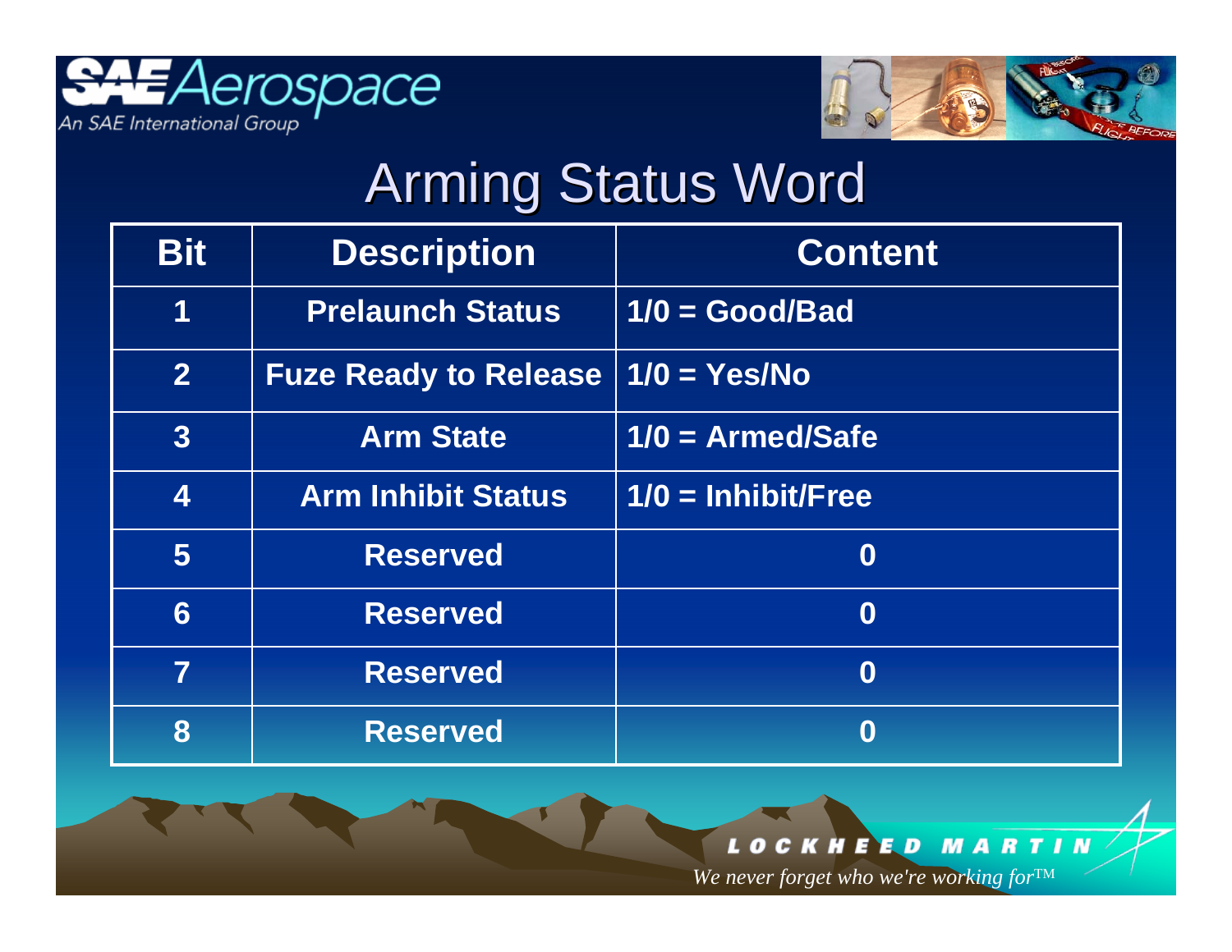# Arming Status Word

| Bit | Description | Content |
|---|---|---|
| 1 | Prelaunch Status | 1/0 = Good/Bad |
| 2 | Fuze Ready to Release | 1/0 = Yes/No |
| 3 | Arm State | 1/0 = Armed/Safe |
| 4 | Arm Inhibit Status | 1/0 = Inhibit/Free |
| 5 | Reserved | 0 |
| 6 | Reserved | 0 |
| 7 | Reserved | 0 |
| 8 | Reserved | 0 |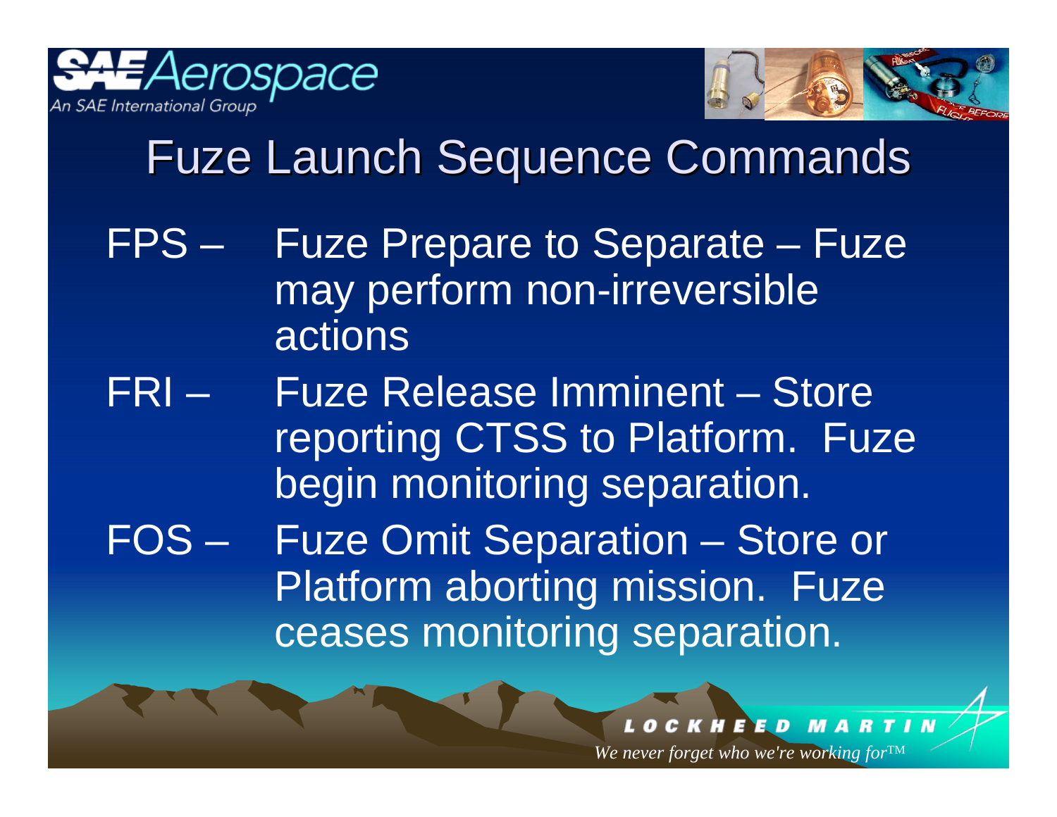# Fuze Launch Sequence Commands

FPS – Fuze Prepare to Separate – Fuze may perform non-irreversible actions

FRI – Fuze Release Imminent – Store reporting CTSS to Platform. Fuze begin monitoring separation.

FOS – Fuze Omit Separation – Store or Platform aborting mission. Fuze ceases monitoring separation.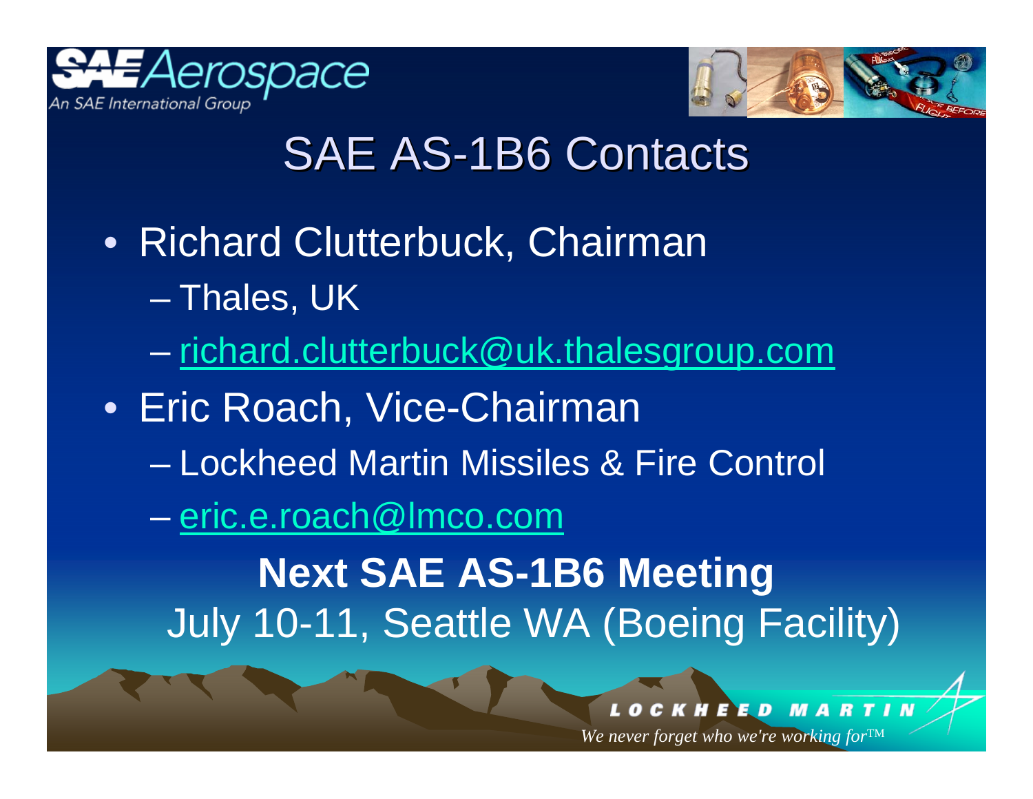# SAE AS-1B6 Contacts

- Richard Clutterbuck, Chairman
  - Thales, UK
  - richard.clutterbuck@uk.thalesgroup.com
- Eric Roach, Vice-Chairman
  - Lockheed Martin Missiles & Fire Control
  - eric.e.roach@lmco.com

**Next SAE AS-1B6 Meeting**

July 10-11, Seattle WA (Boeing Facility)